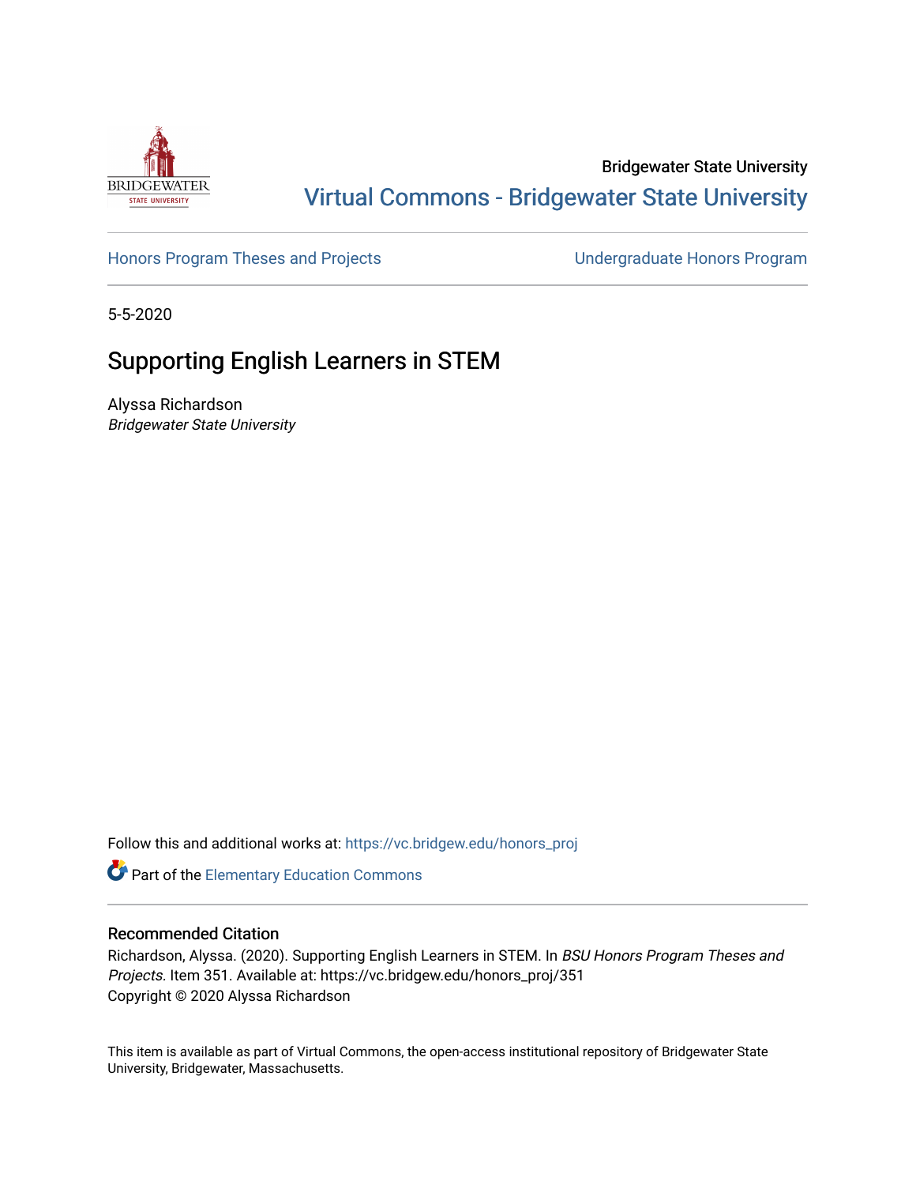Bridgewater State University

Virtual Commons - Bridgewater State University

Honors Program Theses and Projects

Undergraduate Honors Program

5-5-2020

# Supporting English Learners in STEM

Alyssa Richardson
*Bridgewater State University*

Follow this and additional works at: https://vc.bridgew.edu/honors_proj

Part of the Elementary Education Commons

## Recommended Citation

Richardson, Alyssa. (2020). Supporting English Learners in STEM. In *BSU Honors Program Theses and Projects.* Item 351. Available at: https://vc.bridgew.edu/honors_proj/351
Copyright © 2020 Alyssa Richardson

This item is available as part of Virtual Commons, the open-access institutional repository of Bridgewater State University, Bridgewater, Massachusetts.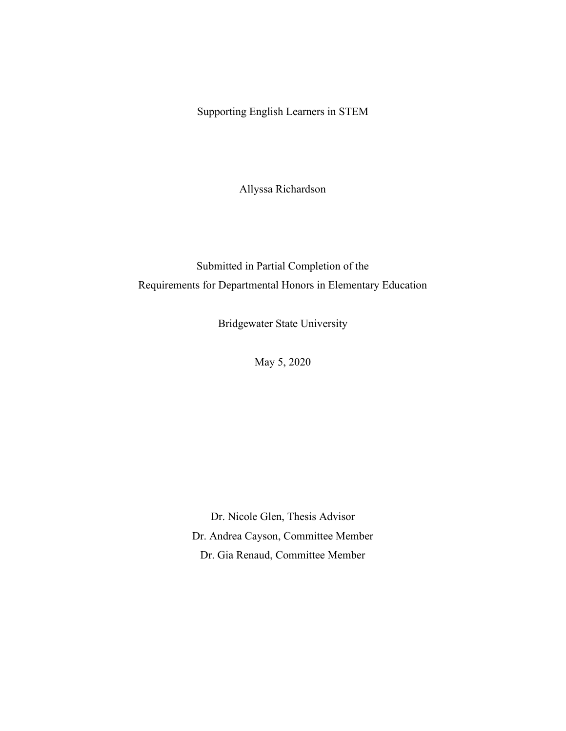# Supporting English Learners in STEM

Allyssa Richardson

Submitted in Partial Completion of the
Requirements for Departmental Honors in Elementary Education

Bridgewater State University

May 5, 2020

Dr. Nicole Glen, Thesis Advisor
Dr. Andrea Cayson, Committee Member
Dr. Gia Renaud, Committee Member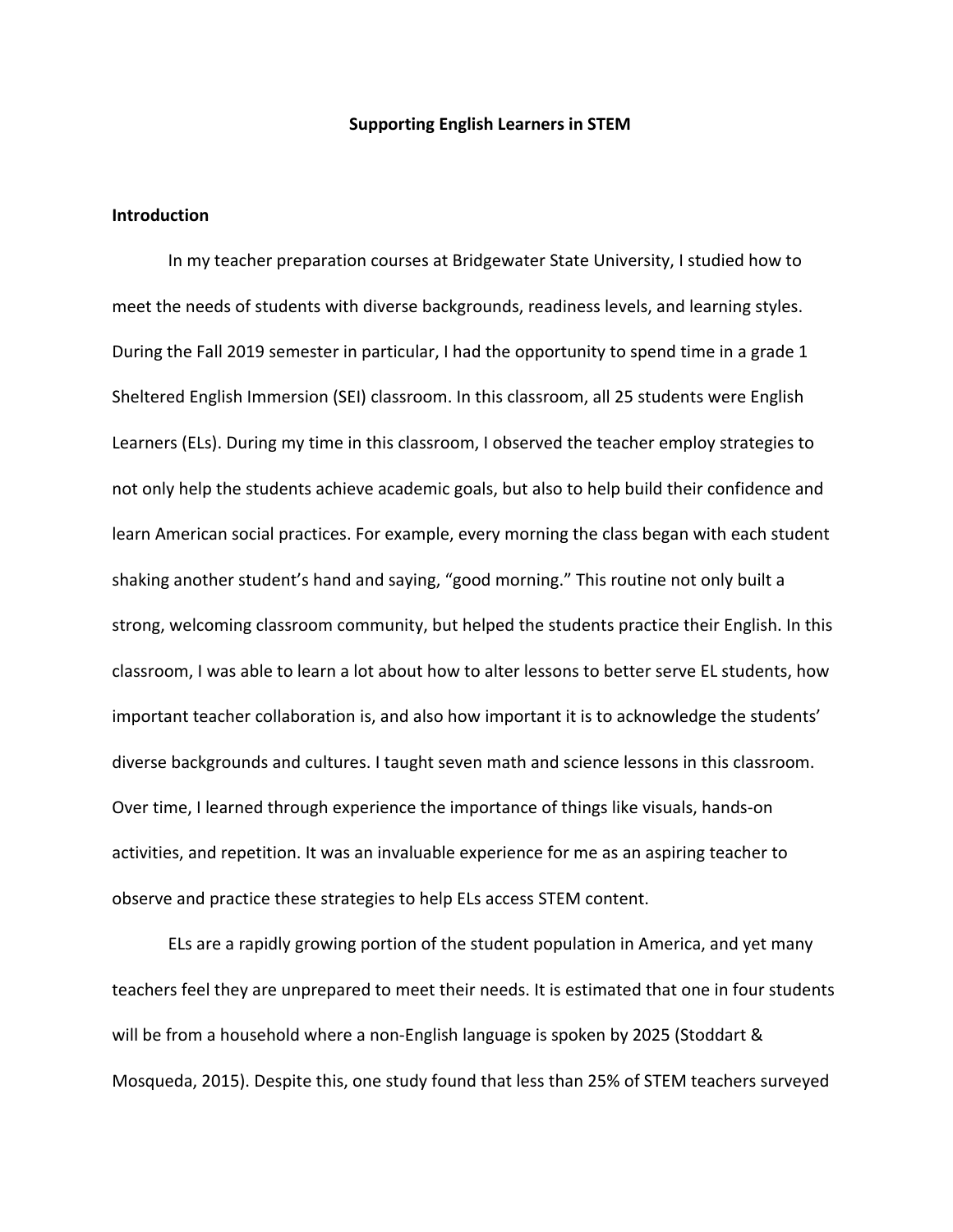**Supporting English Learners in STEM**

**Introduction**

In my teacher preparation courses at Bridgewater State University, I studied how to meet the needs of students with diverse backgrounds, readiness levels, and learning styles. During the Fall 2019 semester in particular, I had the opportunity to spend time in a grade 1 Sheltered English Immersion (SEI) classroom. In this classroom, all 25 students were English Learners (ELs). During my time in this classroom, I observed the teacher employ strategies to not only help the students achieve academic goals, but also to help build their confidence and learn American social practices. For example, every morning the class began with each student shaking another student's hand and saying, "good morning." This routine not only built a strong, welcoming classroom community, but helped the students practice their English. In this classroom, I was able to learn a lot about how to alter lessons to better serve EL students, how important teacher collaboration is, and also how important it is to acknowledge the students' diverse backgrounds and cultures. I taught seven math and science lessons in this classroom. Over time, I learned through experience the importance of things like visuals, hands-on activities, and repetition. It was an invaluable experience for me as an aspiring teacher to observe and practice these strategies to help ELs access STEM content.

ELs are a rapidly growing portion of the student population in America, and yet many teachers feel they are unprepared to meet their needs. It is estimated that one in four students will be from a household where a non-English language is spoken by 2025 (Stoddart & Mosqueda, 2015). Despite this, one study found that less than 25% of STEM teachers surveyed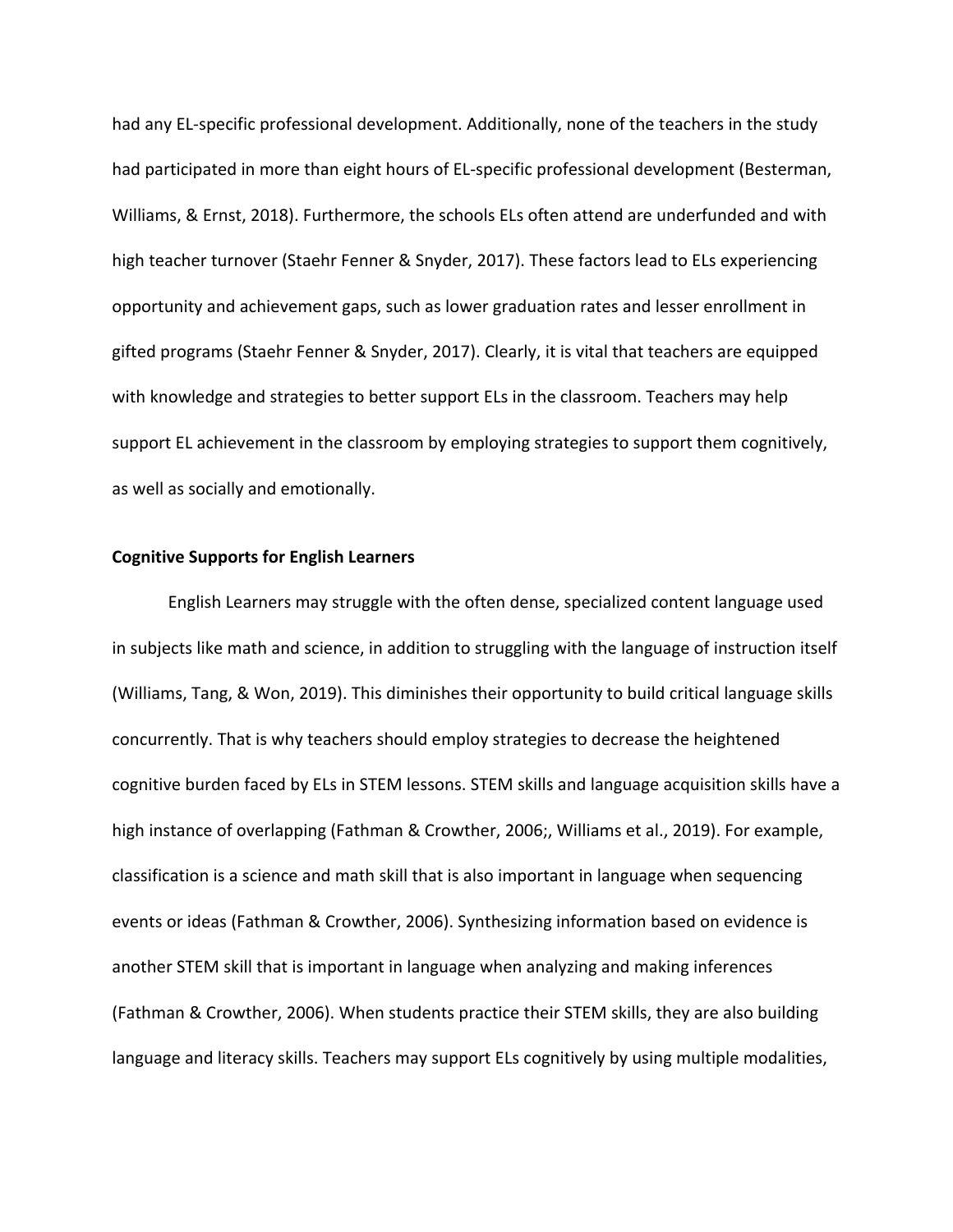had any EL-specific professional development. Additionally, none of the teachers in the study had participated in more than eight hours of EL-specific professional development (Besterman, Williams, & Ernst, 2018). Furthermore, the schools ELs often attend are underfunded and with high teacher turnover (Staehr Fenner & Snyder, 2017). These factors lead to ELs experiencing opportunity and achievement gaps, such as lower graduation rates and lesser enrollment in gifted programs (Staehr Fenner & Snyder, 2017). Clearly, it is vital that teachers are equipped with knowledge and strategies to better support ELs in the classroom. Teachers may help support EL achievement in the classroom by employing strategies to support them cognitively, as well as socially and emotionally.

**Cognitive Supports for English Learners**

English Learners may struggle with the often dense, specialized content language used in subjects like math and science, in addition to struggling with the language of instruction itself (Williams, Tang, & Won, 2019). This diminishes their opportunity to build critical language skills concurrently. That is why teachers should employ strategies to decrease the heightened cognitive burden faced by ELs in STEM lessons. STEM skills and language acquisition skills have a high instance of overlapping (Fathman & Crowther, 2006;, Williams et al., 2019). For example, classification is a science and math skill that is also important in language when sequencing events or ideas (Fathman & Crowther, 2006). Synthesizing information based on evidence is another STEM skill that is important in language when analyzing and making inferences (Fathman & Crowther, 2006). When students practice their STEM skills, they are also building language and literacy skills. Teachers may support ELs cognitively by using multiple modalities,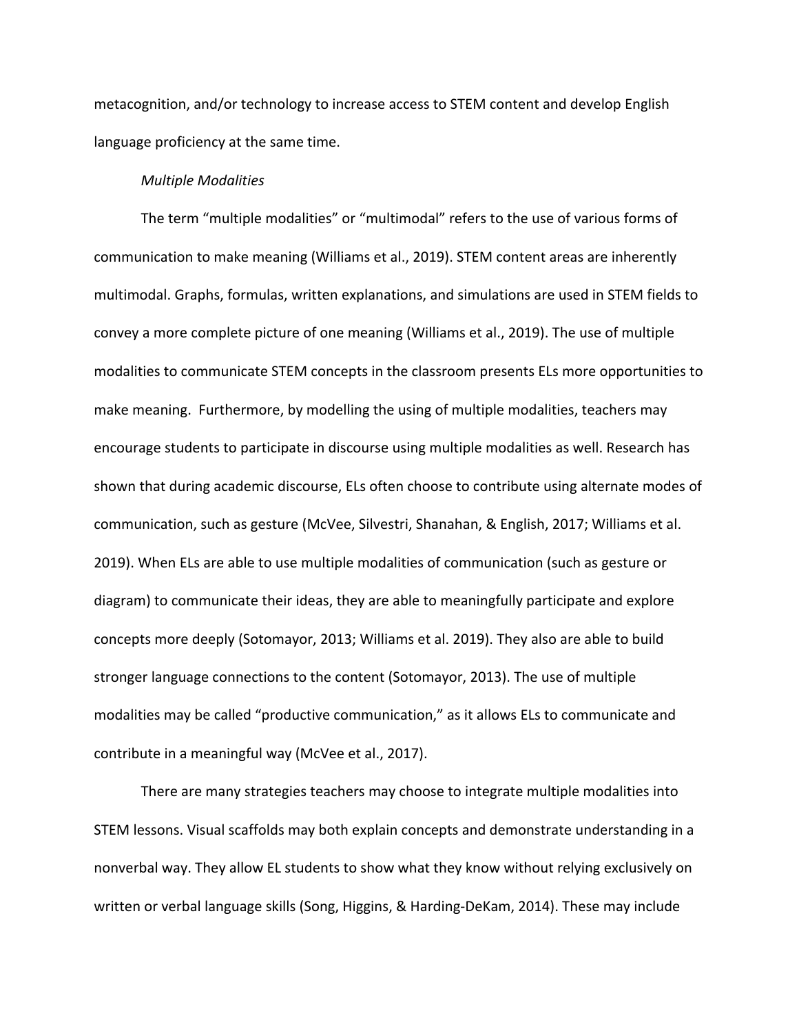metacognition, and/or technology to increase access to STEM content and develop English language proficiency at the same time.

*Multiple Modalities*

The term "multiple modalities" or "multimodal" refers to the use of various forms of communication to make meaning (Williams et al., 2019). STEM content areas are inherently multimodal. Graphs, formulas, written explanations, and simulations are used in STEM fields to convey a more complete picture of one meaning (Williams et al., 2019). The use of multiple modalities to communicate STEM concepts in the classroom presents ELs more opportunities to make meaning. Furthermore, by modelling the using of multiple modalities, teachers may encourage students to participate in discourse using multiple modalities as well. Research has shown that during academic discourse, ELs often choose to contribute using alternate modes of communication, such as gesture (McVee, Silvestri, Shanahan, & English, 2017; Williams et al. 2019). When ELs are able to use multiple modalities of communication (such as gesture or diagram) to communicate their ideas, they are able to meaningfully participate and explore concepts more deeply (Sotomayor, 2013; Williams et al. 2019). They also are able to build stronger language connections to the content (Sotomayor, 2013). The use of multiple modalities may be called "productive communication," as it allows ELs to communicate and contribute in a meaningful way (McVee et al., 2017).

There are many strategies teachers may choose to integrate multiple modalities into STEM lessons. Visual scaffolds may both explain concepts and demonstrate understanding in a nonverbal way. They allow EL students to show what they know without relying exclusively on written or verbal language skills (Song, Higgins, & Harding-DeKam, 2014). These may include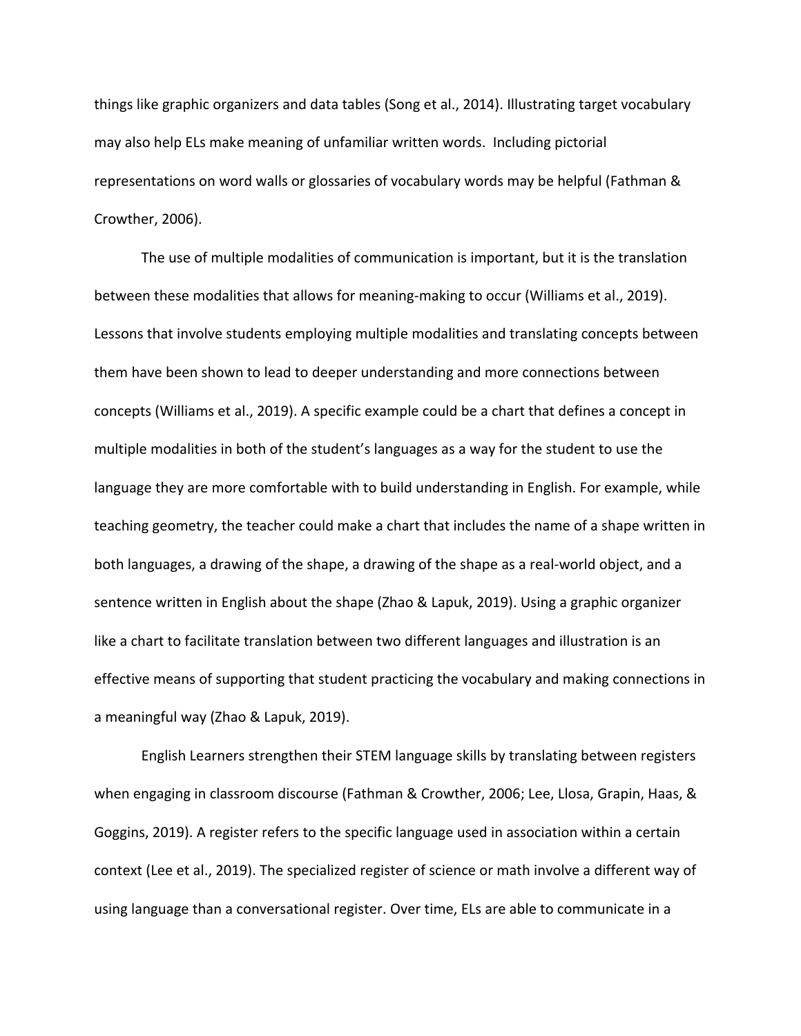things like graphic organizers and data tables (Song et al., 2014). Illustrating target vocabulary may also help ELs make meaning of unfamiliar written words.  Including pictorial representations on word walls or glossaries of vocabulary words may be helpful (Fathman & Crowther, 2006).

The use of multiple modalities of communication is important, but it is the translation between these modalities that allows for meaning-making to occur (Williams et al., 2019). Lessons that involve students employing multiple modalities and translating concepts between them have been shown to lead to deeper understanding and more connections between concepts (Williams et al., 2019). A specific example could be a chart that defines a concept in multiple modalities in both of the student's languages as a way for the student to use the language they are more comfortable with to build understanding in English. For example, while teaching geometry, the teacher could make a chart that includes the name of a shape written in both languages, a drawing of the shape, a drawing of the shape as a real-world object, and a sentence written in English about the shape (Zhao & Lapuk, 2019). Using a graphic organizer like a chart to facilitate translation between two different languages and illustration is an effective means of supporting that student practicing the vocabulary and making connections in a meaningful way (Zhao & Lapuk, 2019).

English Learners strengthen their STEM language skills by translating between registers when engaging in classroom discourse (Fathman & Crowther, 2006; Lee, Llosa, Grapin, Haas, & Goggins, 2019). A register refers to the specific language used in association within a certain context (Lee et al., 2019). The specialized register of science or math involve a different way of using language than a conversational register. Over time, ELs are able to communicate in a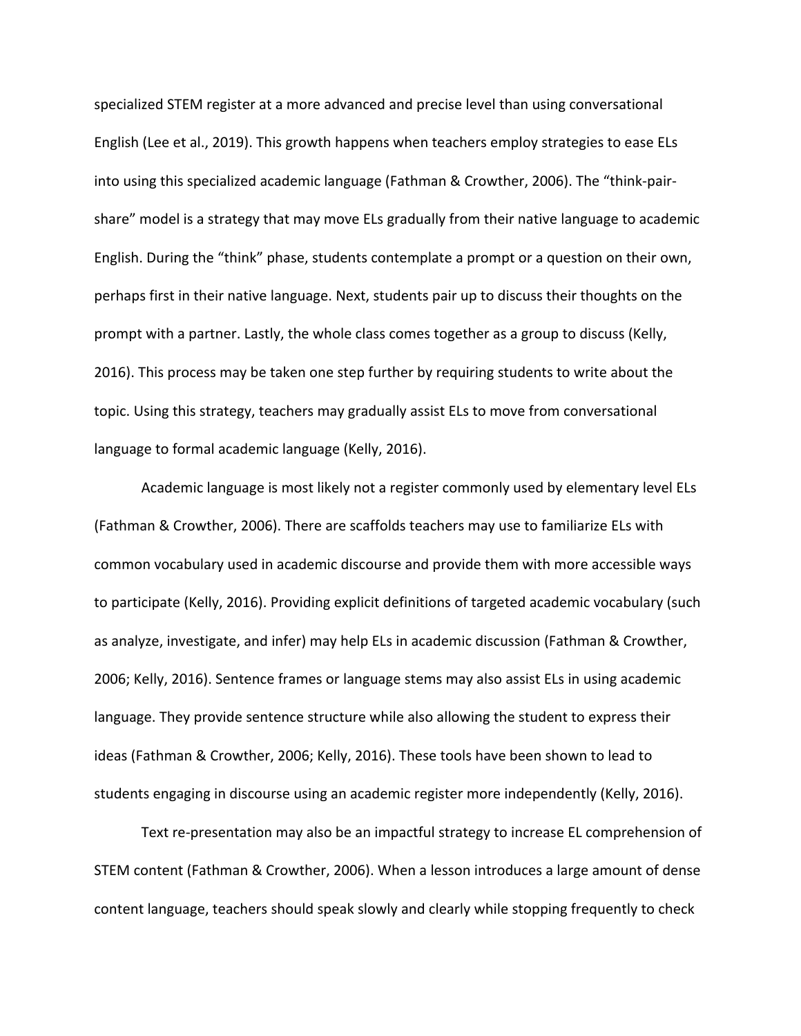specialized STEM register at a more advanced and precise level than using conversational English (Lee et al., 2019). This growth happens when teachers employ strategies to ease ELs into using this specialized academic language (Fathman & Crowther, 2006). The "think-pair-share" model is a strategy that may move ELs gradually from their native language to academic English. During the "think" phase, students contemplate a prompt or a question on their own, perhaps first in their native language. Next, students pair up to discuss their thoughts on the prompt with a partner. Lastly, the whole class comes together as a group to discuss (Kelly, 2016). This process may be taken one step further by requiring students to write about the topic. Using this strategy, teachers may gradually assist ELs to move from conversational language to formal academic language (Kelly, 2016).

Academic language is most likely not a register commonly used by elementary level ELs (Fathman & Crowther, 2006). There are scaffolds teachers may use to familiarize ELs with common vocabulary used in academic discourse and provide them with more accessible ways to participate (Kelly, 2016). Providing explicit definitions of targeted academic vocabulary (such as analyze, investigate, and infer) may help ELs in academic discussion (Fathman & Crowther, 2006; Kelly, 2016). Sentence frames or language stems may also assist ELs in using academic language. They provide sentence structure while also allowing the student to express their ideas (Fathman & Crowther, 2006; Kelly, 2016). These tools have been shown to lead to students engaging in discourse using an academic register more independently (Kelly, 2016).

Text re-presentation may also be an impactful strategy to increase EL comprehension of STEM content (Fathman & Crowther, 2006). When a lesson introduces a large amount of dense content language, teachers should speak slowly and clearly while stopping frequently to check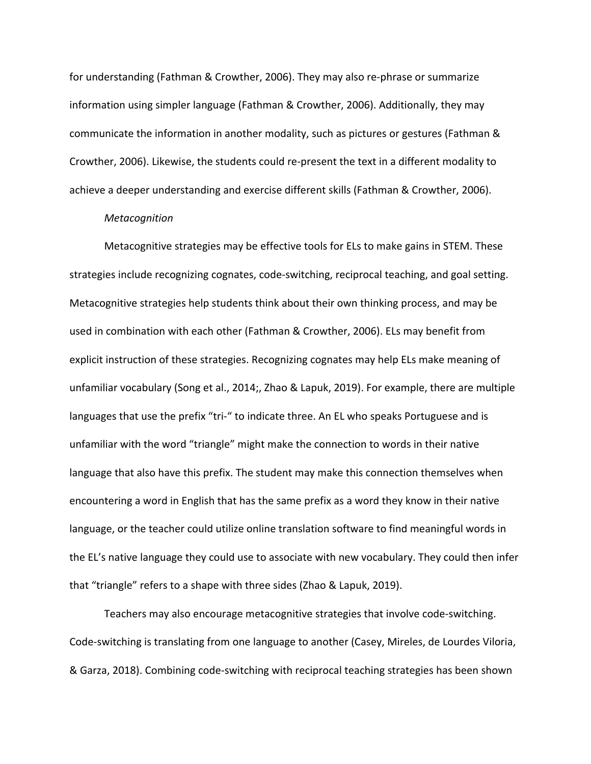for understanding (Fathman & Crowther, 2006). They may also re-phrase or summarize information using simpler language (Fathman & Crowther, 2006). Additionally, they may communicate the information in another modality, such as pictures or gestures (Fathman & Crowther, 2006). Likewise, the students could re-present the text in a different modality to achieve a deeper understanding and exercise different skills (Fathman & Crowther, 2006).

*Metacognition*

Metacognitive strategies may be effective tools for ELs to make gains in STEM. These strategies include recognizing cognates, code-switching, reciprocal teaching, and goal setting. Metacognitive strategies help students think about their own thinking process, and may be used in combination with each other (Fathman & Crowther, 2006). ELs may benefit from explicit instruction of these strategies. Recognizing cognates may help ELs make meaning of unfamiliar vocabulary (Song et al., 2014;, Zhao & Lapuk, 2019). For example, there are multiple languages that use the prefix "tri-" to indicate three. An EL who speaks Portuguese and is unfamiliar with the word "triangle" might make the connection to words in their native language that also have this prefix. The student may make this connection themselves when encountering a word in English that has the same prefix as a word they know in their native language, or the teacher could utilize online translation software to find meaningful words in the EL's native language they could use to associate with new vocabulary. They could then infer that "triangle" refers to a shape with three sides (Zhao & Lapuk, 2019).

Teachers may also encourage metacognitive strategies that involve code-switching. Code-switching is translating from one language to another (Casey, Mireles, de Lourdes Viloria, & Garza, 2018). Combining code-switching with reciprocal teaching strategies has been shown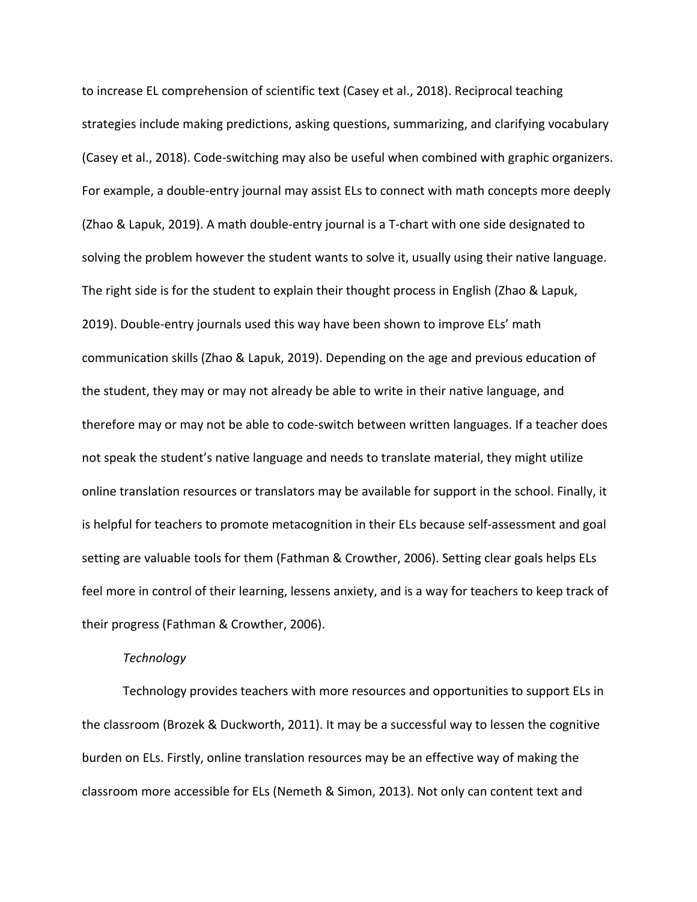to increase EL comprehension of scientific text (Casey et al., 2018). Reciprocal teaching strategies include making predictions, asking questions, summarizing, and clarifying vocabulary (Casey et al., 2018). Code-switching may also be useful when combined with graphic organizers. For example, a double-entry journal may assist ELs to connect with math concepts more deeply (Zhao & Lapuk, 2019). A math double-entry journal is a T-chart with one side designated to solving the problem however the student wants to solve it, usually using their native language. The right side is for the student to explain their thought process in English (Zhao & Lapuk, 2019). Double-entry journals used this way have been shown to improve ELs' math communication skills (Zhao & Lapuk, 2019). Depending on the age and previous education of the student, they may or may not already be able to write in their native language, and therefore may or may not be able to code-switch between written languages. If a teacher does not speak the student's native language and needs to translate material, they might utilize online translation resources or translators may be available for support in the school. Finally, it is helpful for teachers to promote metacognition in their ELs because self-assessment and goal setting are valuable tools for them (Fathman & Crowther, 2006). Setting clear goals helps ELs feel more in control of their learning, lessens anxiety, and is a way for teachers to keep track of their progress (Fathman & Crowther, 2006).

*Technology*

Technology provides teachers with more resources and opportunities to support ELs in the classroom (Brozek & Duckworth, 2011). It may be a successful way to lessen the cognitive burden on ELs. Firstly, online translation resources may be an effective way of making the classroom more accessible for ELs (Nemeth & Simon, 2013). Not only can content text and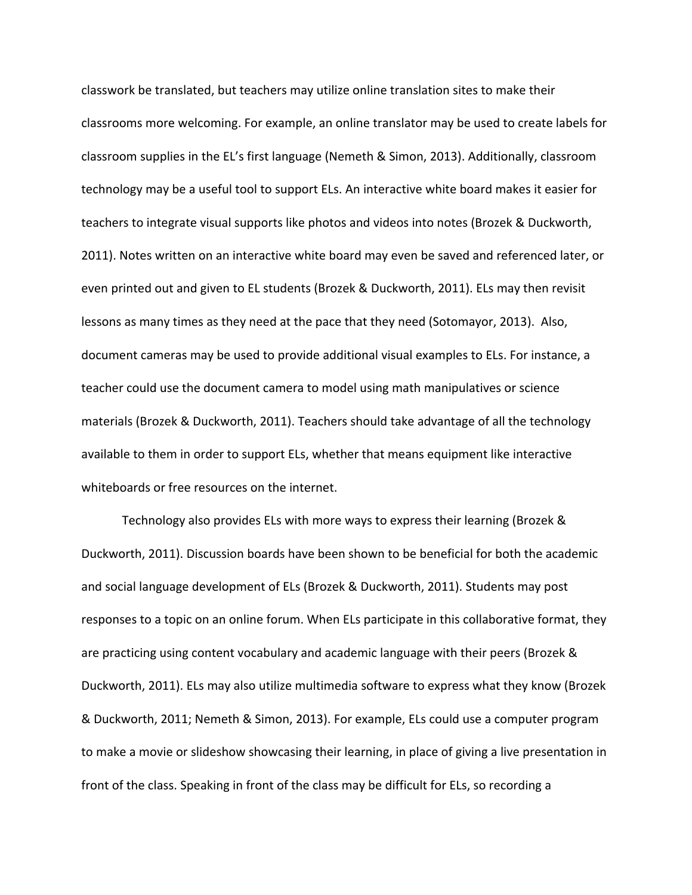classwork be translated, but teachers may utilize online translation sites to make their classrooms more welcoming. For example, an online translator may be used to create labels for classroom supplies in the EL's first language (Nemeth & Simon, 2013). Additionally, classroom technology may be a useful tool to support ELs. An interactive white board makes it easier for teachers to integrate visual supports like photos and videos into notes (Brozek & Duckworth, 2011). Notes written on an interactive white board may even be saved and referenced later, or even printed out and given to EL students (Brozek & Duckworth, 2011). ELs may then revisit lessons as many times as they need at the pace that they need (Sotomayor, 2013). Also, document cameras may be used to provide additional visual examples to ELs. For instance, a teacher could use the document camera to model using math manipulatives or science materials (Brozek & Duckworth, 2011). Teachers should take advantage of all the technology available to them in order to support ELs, whether that means equipment like interactive whiteboards or free resources on the internet.

Technology also provides ELs with more ways to express their learning (Brozek & Duckworth, 2011). Discussion boards have been shown to be beneficial for both the academic and social language development of ELs (Brozek & Duckworth, 2011). Students may post responses to a topic on an online forum. When ELs participate in this collaborative format, they are practicing using content vocabulary and academic language with their peers (Brozek & Duckworth, 2011). ELs may also utilize multimedia software to express what they know (Brozek & Duckworth, 2011; Nemeth & Simon, 2013). For example, ELs could use a computer program to make a movie or slideshow showcasing their learning, in place of giving a live presentation in front of the class. Speaking in front of the class may be difficult for ELs, so recording a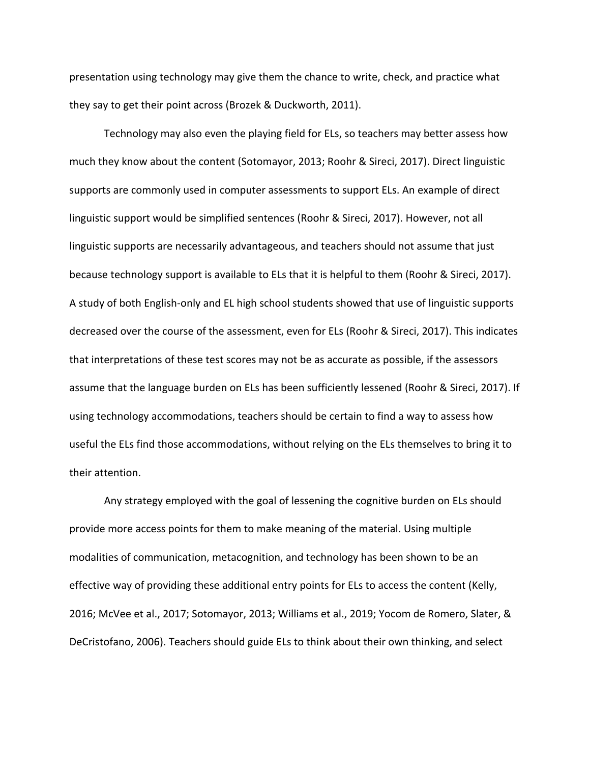presentation using technology may give them the chance to write, check, and practice what they say to get their point across (Brozek & Duckworth, 2011).

Technology may also even the playing field for ELs, so teachers may better assess how much they know about the content (Sotomayor, 2013; Roohr & Sireci, 2017). Direct linguistic supports are commonly used in computer assessments to support ELs. An example of direct linguistic support would be simplified sentences (Roohr & Sireci, 2017). However, not all linguistic supports are necessarily advantageous, and teachers should not assume that just because technology support is available to ELs that it is helpful to them (Roohr & Sireci, 2017). A study of both English-only and EL high school students showed that use of linguistic supports decreased over the course of the assessment, even for ELs (Roohr & Sireci, 2017). This indicates that interpretations of these test scores may not be as accurate as possible, if the assessors assume that the language burden on ELs has been sufficiently lessened (Roohr & Sireci, 2017). If using technology accommodations, teachers should be certain to find a way to assess how useful the ELs find those accommodations, without relying on the ELs themselves to bring it to their attention.

Any strategy employed with the goal of lessening the cognitive burden on ELs should provide more access points for them to make meaning of the material. Using multiple modalities of communication, metacognition, and technology has been shown to be an effective way of providing these additional entry points for ELs to access the content (Kelly, 2016; McVee et al., 2017; Sotomayor, 2013; Williams et al., 2019; Yocom de Romero, Slater, & DeCristofano, 2006). Teachers should guide ELs to think about their own thinking, and select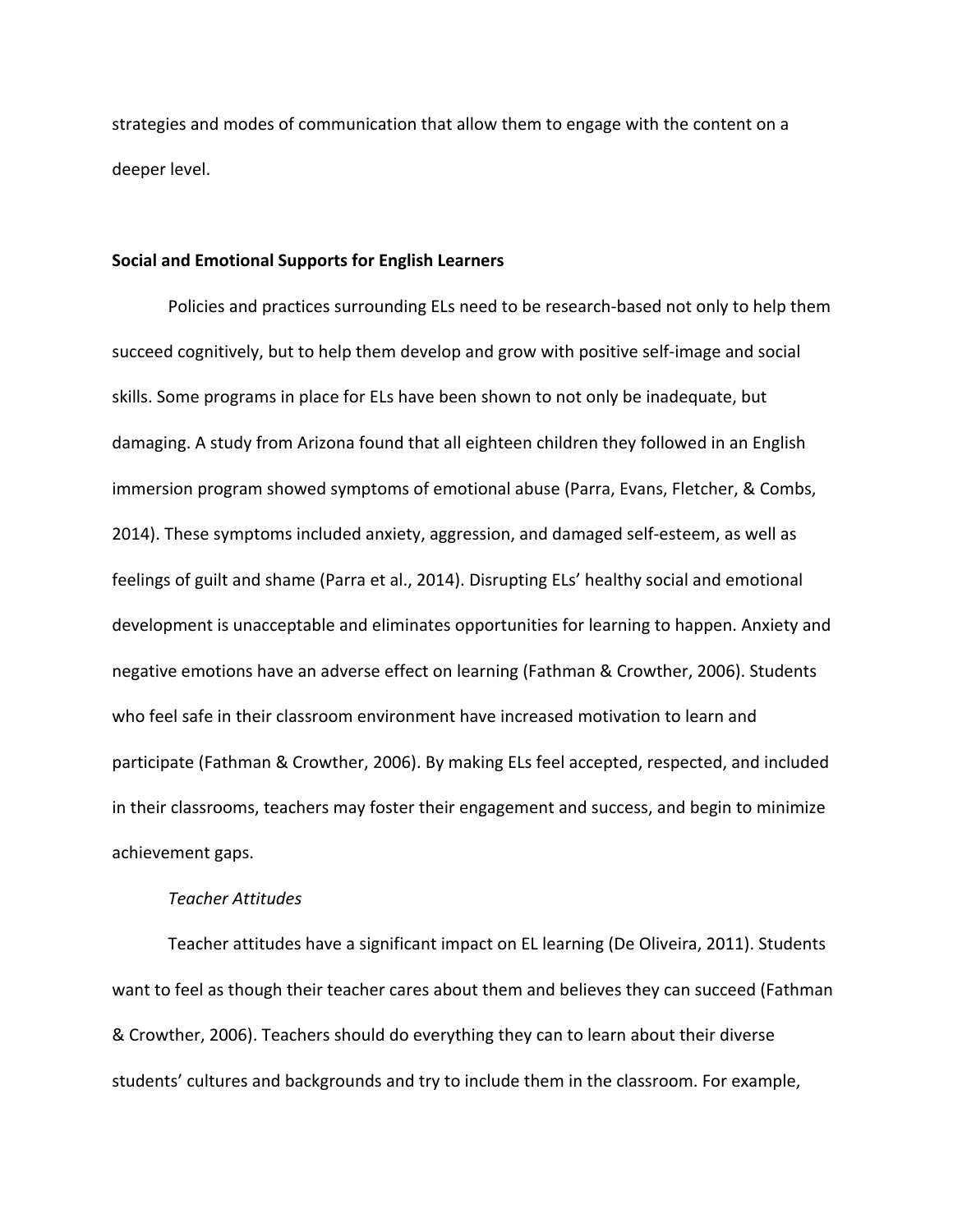strategies and modes of communication that allow them to engage with the content on a deeper level.

## Social and Emotional Supports for English Learners

Policies and practices surrounding ELs need to be research-based not only to help them succeed cognitively, but to help them develop and grow with positive self-image and social skills. Some programs in place for ELs have been shown to not only be inadequate, but damaging. A study from Arizona found that all eighteen children they followed in an English immersion program showed symptoms of emotional abuse (Parra, Evans, Fletcher, & Combs, 2014). These symptoms included anxiety, aggression, and damaged self-esteem, as well as feelings of guilt and shame (Parra et al., 2014). Disrupting ELs' healthy social and emotional development is unacceptable and eliminates opportunities for learning to happen. Anxiety and negative emotions have an adverse effect on learning (Fathman & Crowther, 2006). Students who feel safe in their classroom environment have increased motivation to learn and participate (Fathman & Crowther, 2006). By making ELs feel accepted, respected, and included in their classrooms, teachers may foster their engagement and success, and begin to minimize achievement gaps.

### *Teacher Attitudes*

Teacher attitudes have a significant impact on EL learning (De Oliveira, 2011). Students want to feel as though their teacher cares about them and believes they can succeed (Fathman & Crowther, 2006). Teachers should do everything they can to learn about their diverse students' cultures and backgrounds and try to include them in the classroom. For example,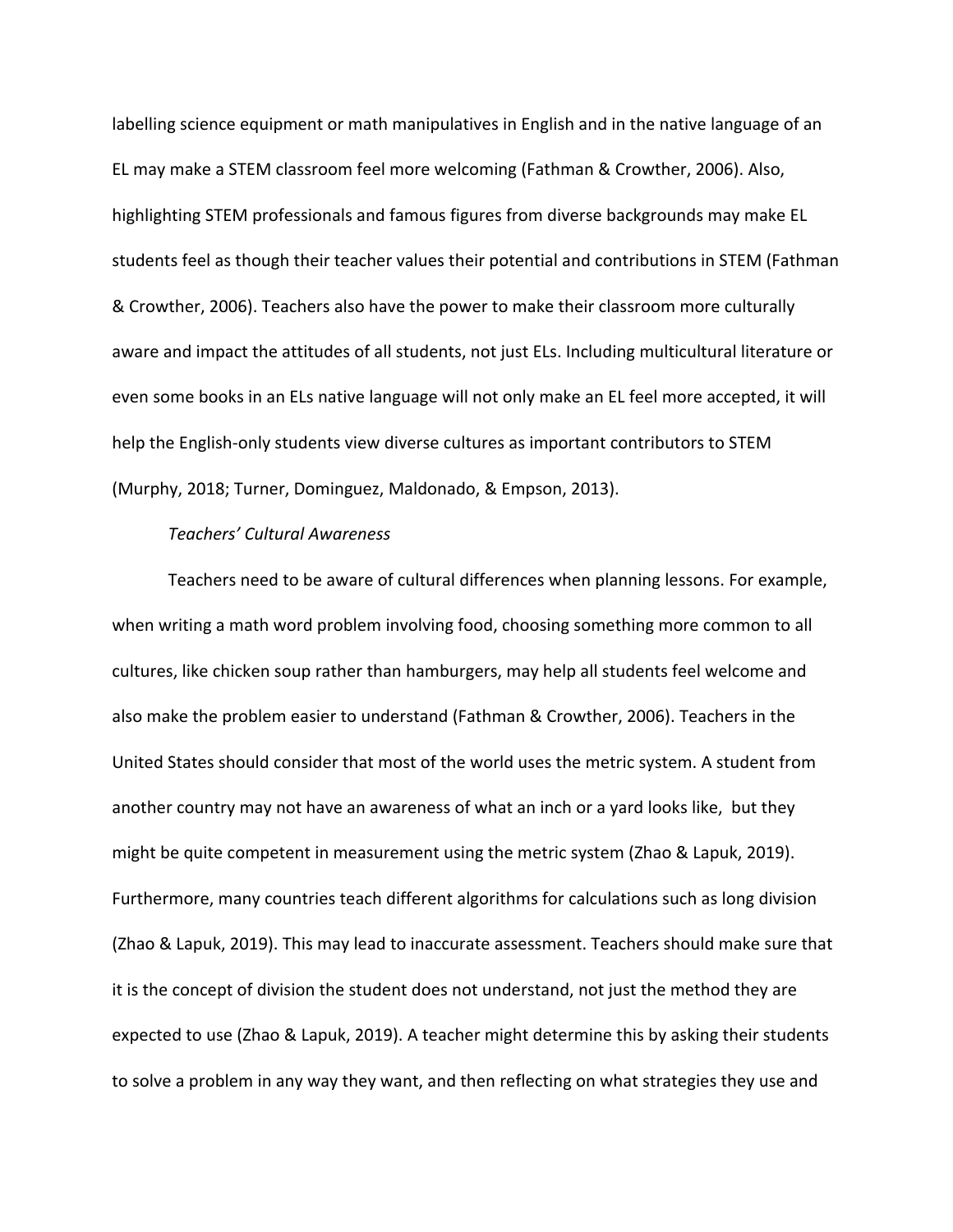labelling science equipment or math manipulatives in English and in the native language of an EL may make a STEM classroom feel more welcoming (Fathman & Crowther, 2006). Also, highlighting STEM professionals and famous figures from diverse backgrounds may make EL students feel as though their teacher values their potential and contributions in STEM (Fathman & Crowther, 2006). Teachers also have the power to make their classroom more culturally aware and impact the attitudes of all students, not just ELs. Including multicultural literature or even some books in an ELs native language will not only make an EL feel more accepted, it will help the English-only students view diverse cultures as important contributors to STEM (Murphy, 2018; Turner, Dominguez, Maldonado, & Empson, 2013).

*Teachers' Cultural Awareness*

Teachers need to be aware of cultural differences when planning lessons. For example, when writing a math word problem involving food, choosing something more common to all cultures, like chicken soup rather than hamburgers, may help all students feel welcome and also make the problem easier to understand (Fathman & Crowther, 2006). Teachers in the United States should consider that most of the world uses the metric system. A student from another country may not have an awareness of what an inch or a yard looks like, but they might be quite competent in measurement using the metric system (Zhao & Lapuk, 2019). Furthermore, many countries teach different algorithms for calculations such as long division (Zhao & Lapuk, 2019). This may lead to inaccurate assessment. Teachers should make sure that it is the concept of division the student does not understand, not just the method they are expected to use (Zhao & Lapuk, 2019). A teacher might determine this by asking their students to solve a problem in any way they want, and then reflecting on what strategies they use and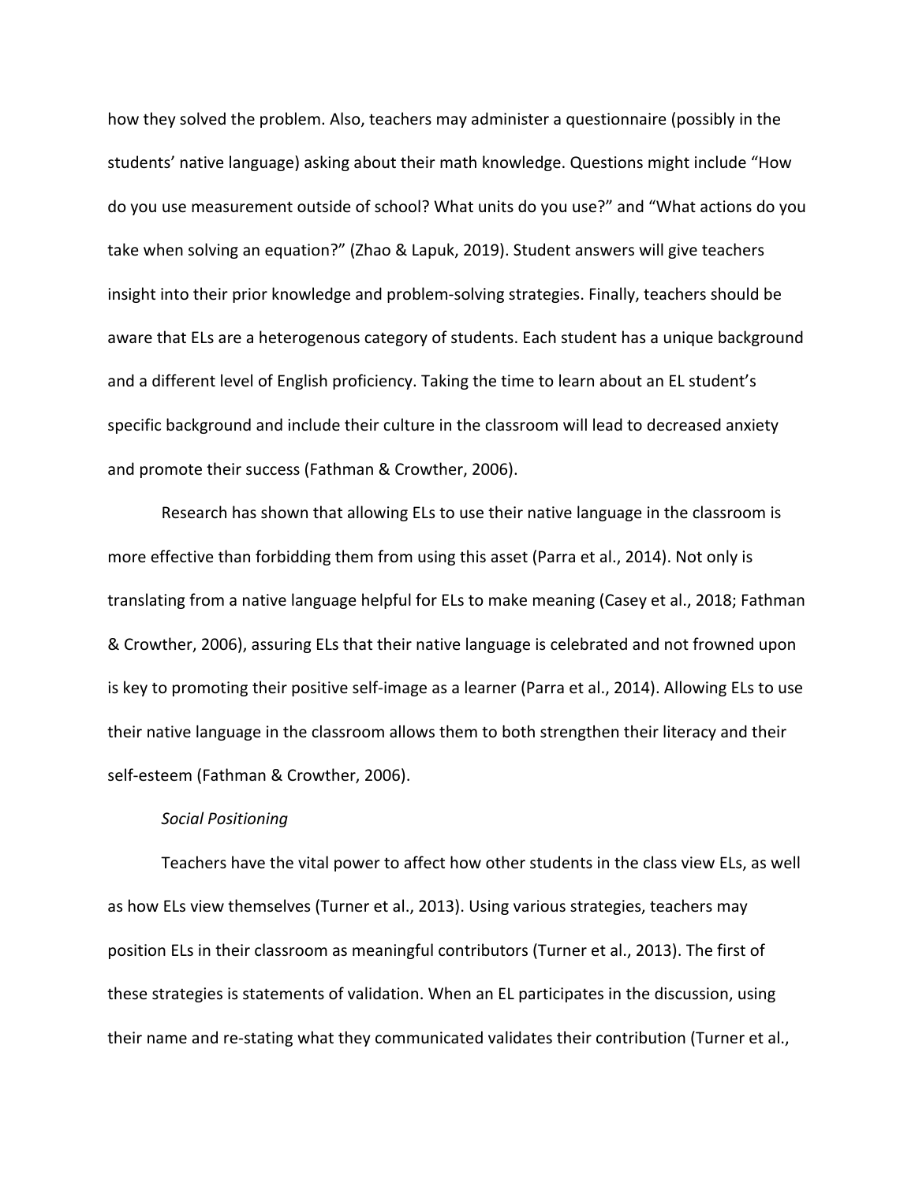how they solved the problem. Also, teachers may administer a questionnaire (possibly in the students' native language) asking about their math knowledge. Questions might include "How do you use measurement outside of school? What units do you use?" and "What actions do you take when solving an equation?" (Zhao & Lapuk, 2019). Student answers will give teachers insight into their prior knowledge and problem-solving strategies. Finally, teachers should be aware that ELs are a heterogenous category of students. Each student has a unique background and a different level of English proficiency. Taking the time to learn about an EL student's specific background and include their culture in the classroom will lead to decreased anxiety and promote their success (Fathman & Crowther, 2006).

Research has shown that allowing ELs to use their native language in the classroom is more effective than forbidding them from using this asset (Parra et al., 2014). Not only is translating from a native language helpful for ELs to make meaning (Casey et al., 2018; Fathman & Crowther, 2006), assuring ELs that their native language is celebrated and not frowned upon is key to promoting their positive self-image as a learner (Parra et al., 2014). Allowing ELs to use their native language in the classroom allows them to both strengthen their literacy and their self-esteem (Fathman & Crowther, 2006).

*Social Positioning*

Teachers have the vital power to affect how other students in the class view ELs, as well as how ELs view themselves (Turner et al., 2013). Using various strategies, teachers may position ELs in their classroom as meaningful contributors (Turner et al., 2013). The first of these strategies is statements of validation. When an EL participates in the discussion, using their name and re-stating what they communicated validates their contribution (Turner et al.,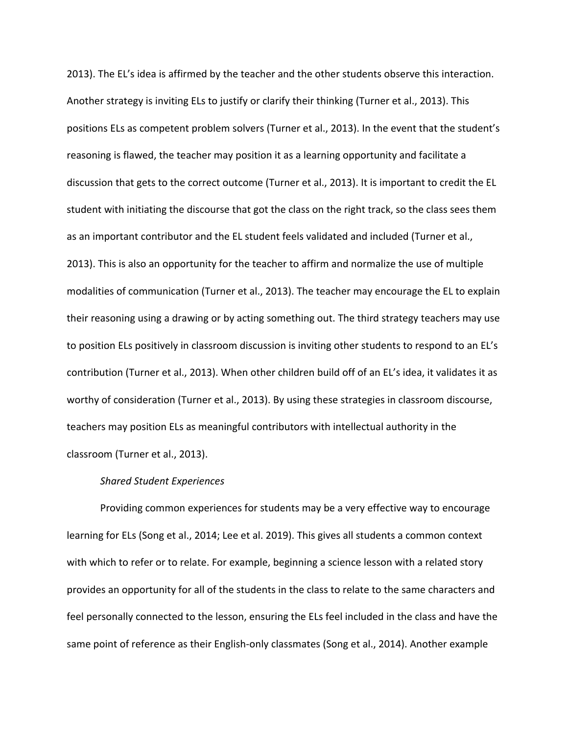2013). The EL's idea is affirmed by the teacher and the other students observe this interaction. Another strategy is inviting ELs to justify or clarify their thinking (Turner et al., 2013). This positions ELs as competent problem solvers (Turner et al., 2013). In the event that the student's reasoning is flawed, the teacher may position it as a learning opportunity and facilitate a discussion that gets to the correct outcome (Turner et al., 2013). It is important to credit the EL student with initiating the discourse that got the class on the right track, so the class sees them as an important contributor and the EL student feels validated and included (Turner et al., 2013). This is also an opportunity for the teacher to affirm and normalize the use of multiple modalities of communication (Turner et al., 2013). The teacher may encourage the EL to explain their reasoning using a drawing or by acting something out. The third strategy teachers may use to position ELs positively in classroom discussion is inviting other students to respond to an EL's contribution (Turner et al., 2013). When other children build off of an EL's idea, it validates it as worthy of consideration (Turner et al., 2013). By using these strategies in classroom discourse, teachers may position ELs as meaningful contributors with intellectual authority in the classroom (Turner et al., 2013).

*Shared Student Experiences*

Providing common experiences for students may be a very effective way to encourage learning for ELs (Song et al., 2014; Lee et al. 2019). This gives all students a common context with which to refer or to relate. For example, beginning a science lesson with a related story provides an opportunity for all of the students in the class to relate to the same characters and feel personally connected to the lesson, ensuring the ELs feel included in the class and have the same point of reference as their English-only classmates (Song et al., 2014). Another example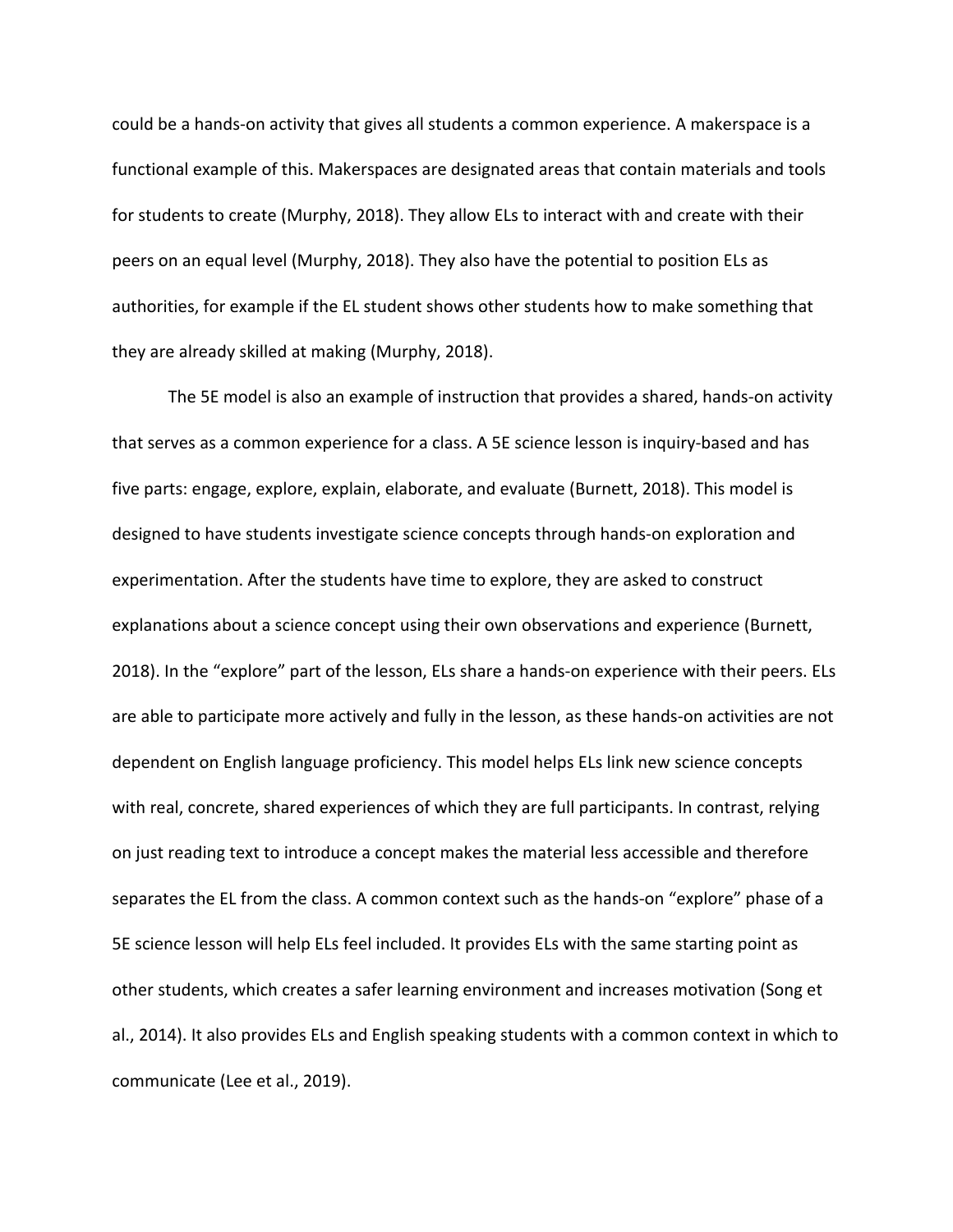could be a hands-on activity that gives all students a common experience. A makerspace is a functional example of this. Makerspaces are designated areas that contain materials and tools for students to create (Murphy, 2018). They allow ELs to interact with and create with their peers on an equal level (Murphy, 2018). They also have the potential to position ELs as authorities, for example if the EL student shows other students how to make something that they are already skilled at making (Murphy, 2018).

The 5E model is also an example of instruction that provides a shared, hands-on activity that serves as a common experience for a class. A 5E science lesson is inquiry-based and has five parts: engage, explore, explain, elaborate, and evaluate (Burnett, 2018). This model is designed to have students investigate science concepts through hands-on exploration and experimentation. After the students have time to explore, they are asked to construct explanations about a science concept using their own observations and experience (Burnett, 2018). In the "explore" part of the lesson, ELs share a hands-on experience with their peers. ELs are able to participate more actively and fully in the lesson, as these hands-on activities are not dependent on English language proficiency. This model helps ELs link new science concepts with real, concrete, shared experiences of which they are full participants. In contrast, relying on just reading text to introduce a concept makes the material less accessible and therefore separates the EL from the class. A common context such as the hands-on "explore" phase of a 5E science lesson will help ELs feel included. It provides ELs with the same starting point as other students, which creates a safer learning environment and increases motivation (Song et al., 2014). It also provides ELs and English speaking students with a common context in which to communicate (Lee et al., 2019).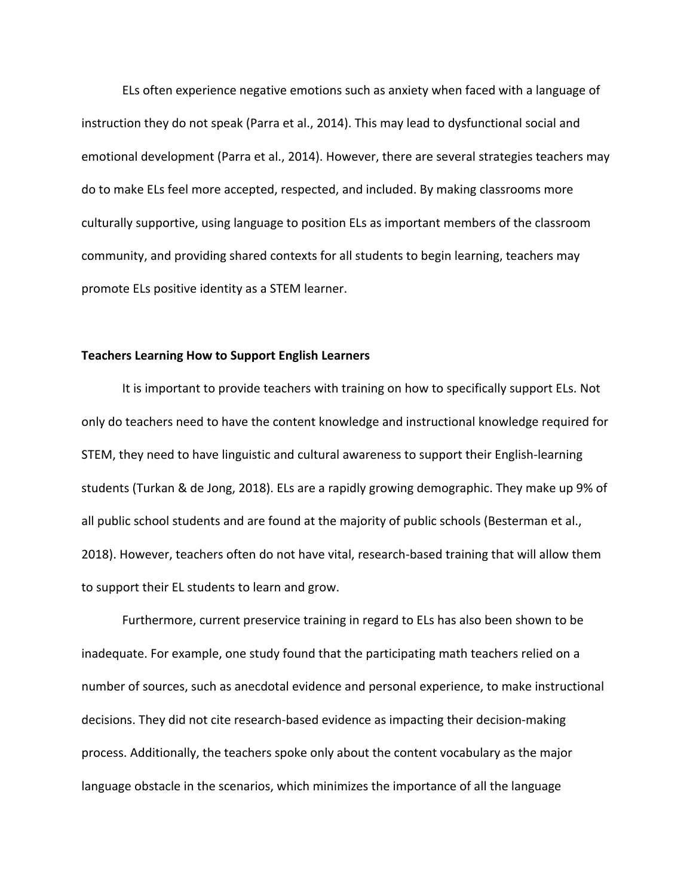ELs often experience negative emotions such as anxiety when faced with a language of instruction they do not speak (Parra et al., 2014). This may lead to dysfunctional social and emotional development (Parra et al., 2014). However, there are several strategies teachers may do to make ELs feel more accepted, respected, and included. By making classrooms more culturally supportive, using language to position ELs as important members of the classroom community, and providing shared contexts for all students to begin learning, teachers may promote ELs positive identity as a STEM learner.

**Teachers Learning How to Support English Learners**

It is important to provide teachers with training on how to specifically support ELs. Not only do teachers need to have the content knowledge and instructional knowledge required for STEM, they need to have linguistic and cultural awareness to support their English-learning students (Turkan & de Jong, 2018). ELs are a rapidly growing demographic. They make up 9% of all public school students and are found at the majority of public schools (Besterman et al., 2018). However, teachers often do not have vital, research-based training that will allow them to support their EL students to learn and grow.

Furthermore, current preservice training in regard to ELs has also been shown to be inadequate. For example, one study found that the participating math teachers relied on a number of sources, such as anecdotal evidence and personal experience, to make instructional decisions. They did not cite research-based evidence as impacting their decision-making process. Additionally, the teachers spoke only about the content vocabulary as the major language obstacle in the scenarios, which minimizes the importance of all the language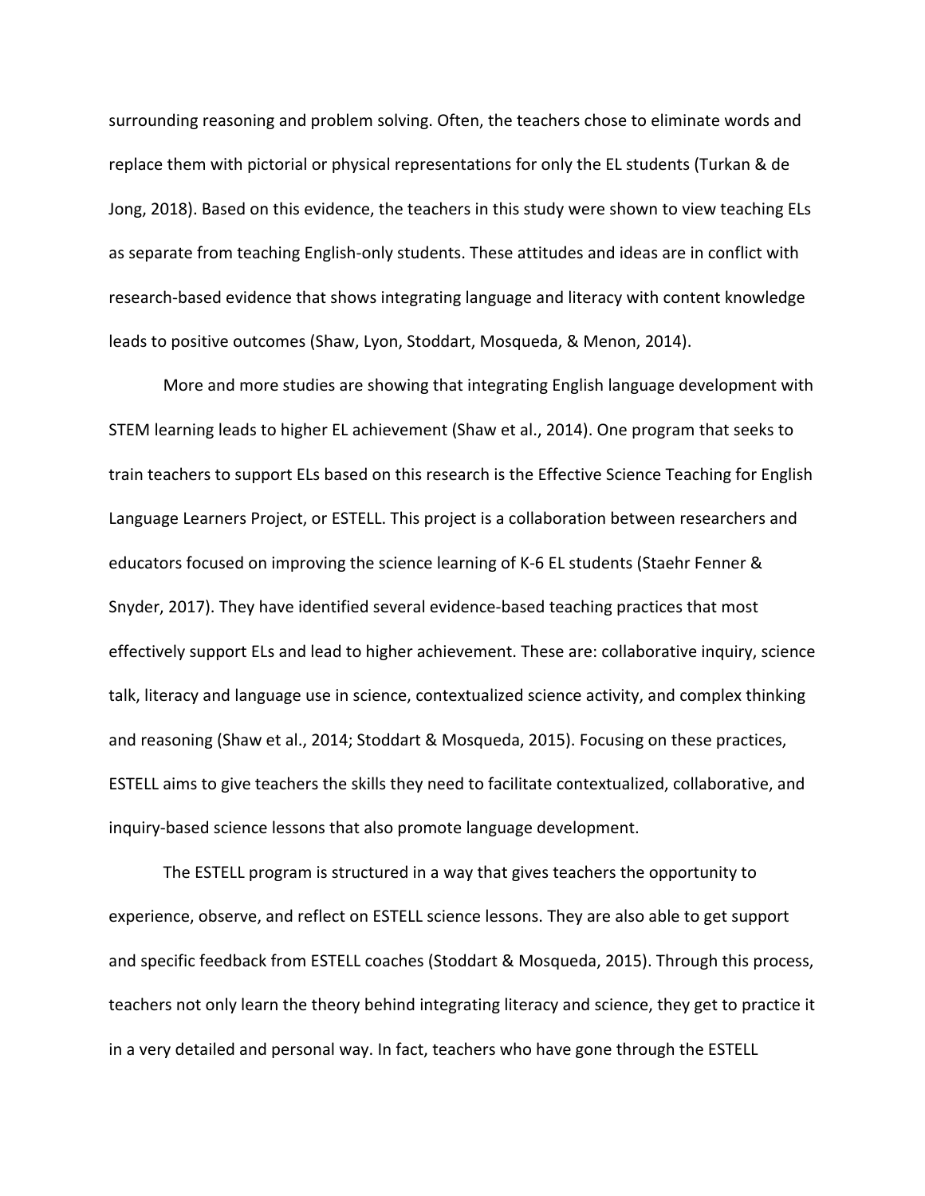surrounding reasoning and problem solving. Often, the teachers chose to eliminate words and replace them with pictorial or physical representations for only the EL students (Turkan & de Jong, 2018). Based on this evidence, the teachers in this study were shown to view teaching ELs as separate from teaching English-only students. These attitudes and ideas are in conflict with research-based evidence that shows integrating language and literacy with content knowledge leads to positive outcomes (Shaw, Lyon, Stoddart, Mosqueda, & Menon, 2014).

More and more studies are showing that integrating English language development with STEM learning leads to higher EL achievement (Shaw et al., 2014). One program that seeks to train teachers to support ELs based on this research is the Effective Science Teaching for English Language Learners Project, or ESTELL. This project is a collaboration between researchers and educators focused on improving the science learning of K-6 EL students (Staehr Fenner & Snyder, 2017). They have identified several evidence-based teaching practices that most effectively support ELs and lead to higher achievement. These are: collaborative inquiry, science talk, literacy and language use in science, contextualized science activity, and complex thinking and reasoning (Shaw et al., 2014; Stoddart & Mosqueda, 2015). Focusing on these practices, ESTELL aims to give teachers the skills they need to facilitate contextualized, collaborative, and inquiry-based science lessons that also promote language development.

The ESTELL program is structured in a way that gives teachers the opportunity to experience, observe, and reflect on ESTELL science lessons. They are also able to get support and specific feedback from ESTELL coaches (Stoddart & Mosqueda, 2015). Through this process, teachers not only learn the theory behind integrating literacy and science, they get to practice it in a very detailed and personal way. In fact, teachers who have gone through the ESTELL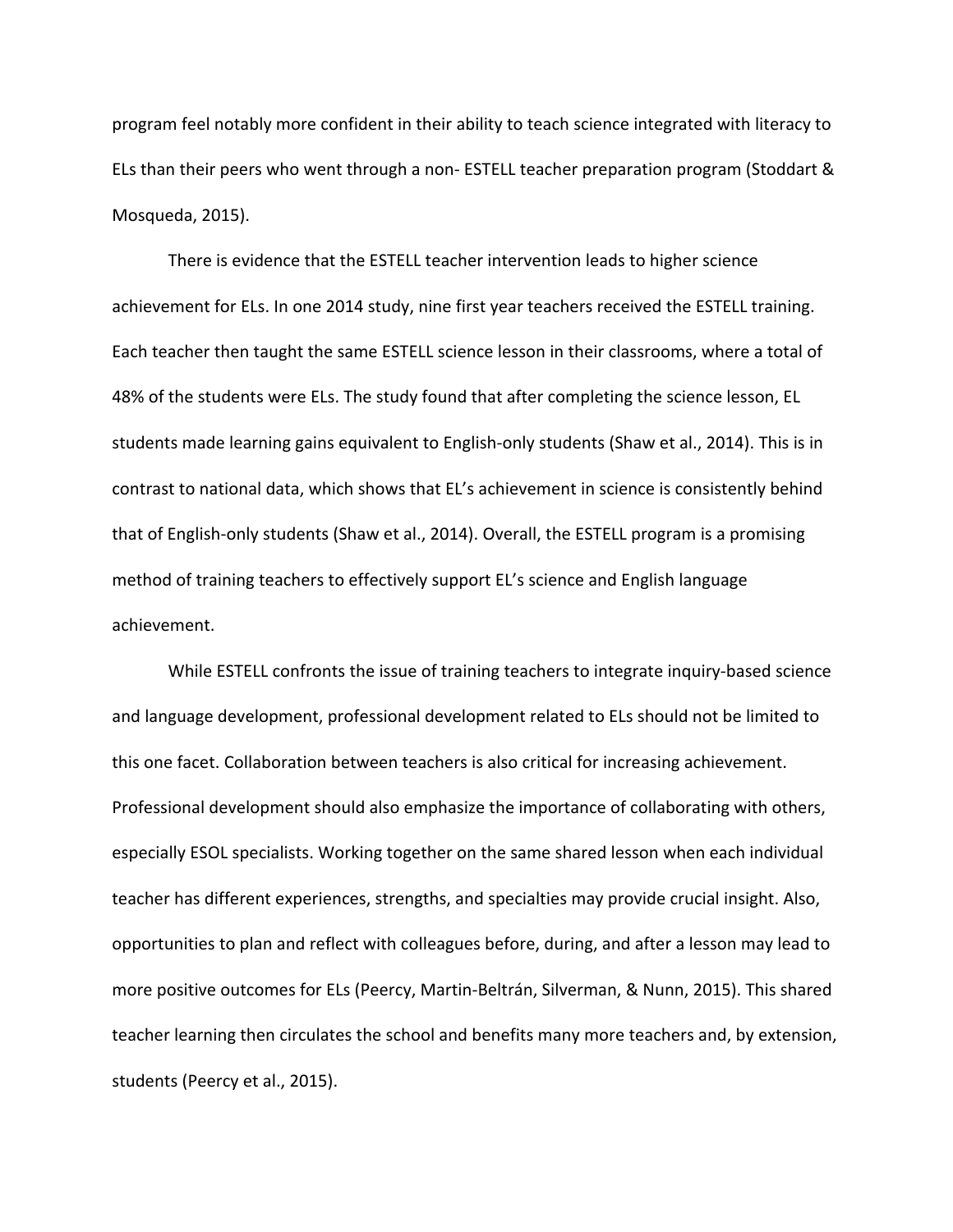program feel notably more confident in their ability to teach science integrated with literacy to ELs than their peers who went through a non- ESTELL teacher preparation program (Stoddart & Mosqueda, 2015).

There is evidence that the ESTELL teacher intervention leads to higher science achievement for ELs. In one 2014 study, nine first year teachers received the ESTELL training. Each teacher then taught the same ESTELL science lesson in their classrooms, where a total of 48% of the students were ELs. The study found that after completing the science lesson, EL students made learning gains equivalent to English-only students (Shaw et al., 2014). This is in contrast to national data, which shows that EL's achievement in science is consistently behind that of English-only students (Shaw et al., 2014). Overall, the ESTELL program is a promising method of training teachers to effectively support EL's science and English language achievement.

While ESTELL confronts the issue of training teachers to integrate inquiry-based science and language development, professional development related to ELs should not be limited to this one facet. Collaboration between teachers is also critical for increasing achievement. Professional development should also emphasize the importance of collaborating with others, especially ESOL specialists. Working together on the same shared lesson when each individual teacher has different experiences, strengths, and specialties may provide crucial insight. Also, opportunities to plan and reflect with colleagues before, during, and after a lesson may lead to more positive outcomes for ELs (Peercy, Martin-Beltrán, Silverman, & Nunn, 2015). This shared teacher learning then circulates the school and benefits many more teachers and, by extension, students (Peercy et al., 2015).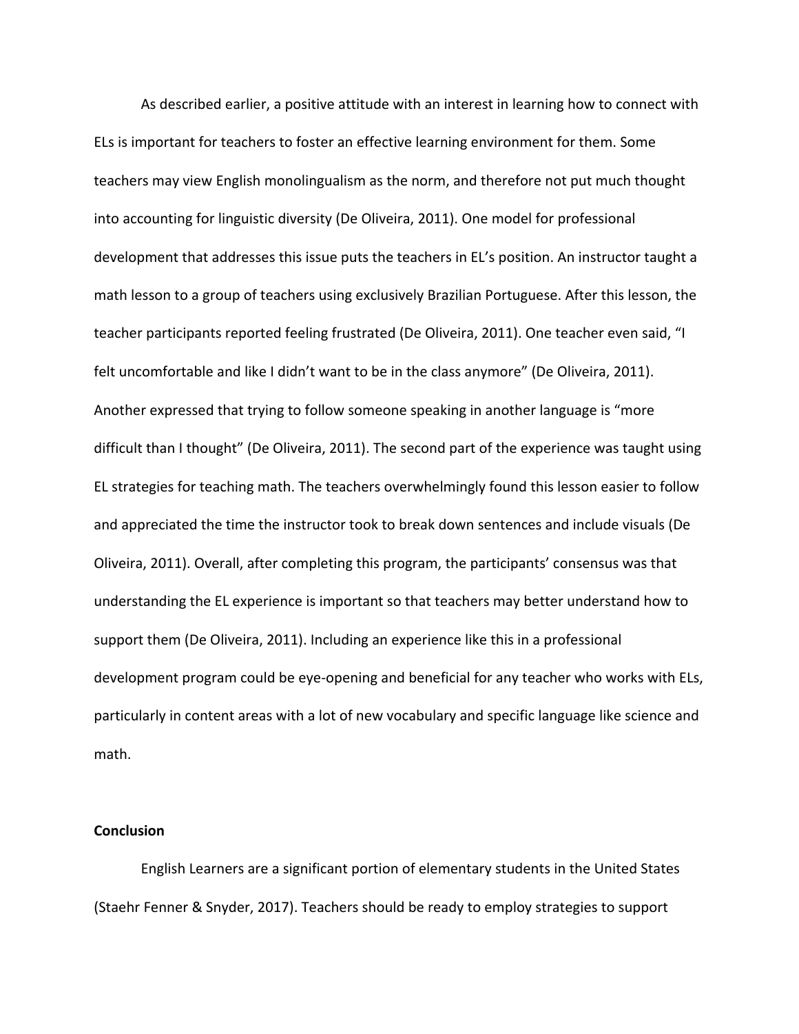As described earlier, a positive attitude with an interest in learning how to connect with ELs is important for teachers to foster an effective learning environment for them. Some teachers may view English monolingualism as the norm, and therefore not put much thought into accounting for linguistic diversity (De Oliveira, 2011). One model for professional development that addresses this issue puts the teachers in EL's position. An instructor taught a math lesson to a group of teachers using exclusively Brazilian Portuguese. After this lesson, the teacher participants reported feeling frustrated (De Oliveira, 2011). One teacher even said, "I felt uncomfortable and like I didn't want to be in the class anymore" (De Oliveira, 2011). Another expressed that trying to follow someone speaking in another language is "more difficult than I thought" (De Oliveira, 2011). The second part of the experience was taught using EL strategies for teaching math. The teachers overwhelmingly found this lesson easier to follow and appreciated the time the instructor took to break down sentences and include visuals (De Oliveira, 2011). Overall, after completing this program, the participants' consensus was that understanding the EL experience is important so that teachers may better understand how to support them (De Oliveira, 2011). Including an experience like this in a professional development program could be eye-opening and beneficial for any teacher who works with ELs, particularly in content areas with a lot of new vocabulary and specific language like science and math.

**Conclusion**

English Learners are a significant portion of elementary students in the United States (Staehr Fenner & Snyder, 2017). Teachers should be ready to employ strategies to support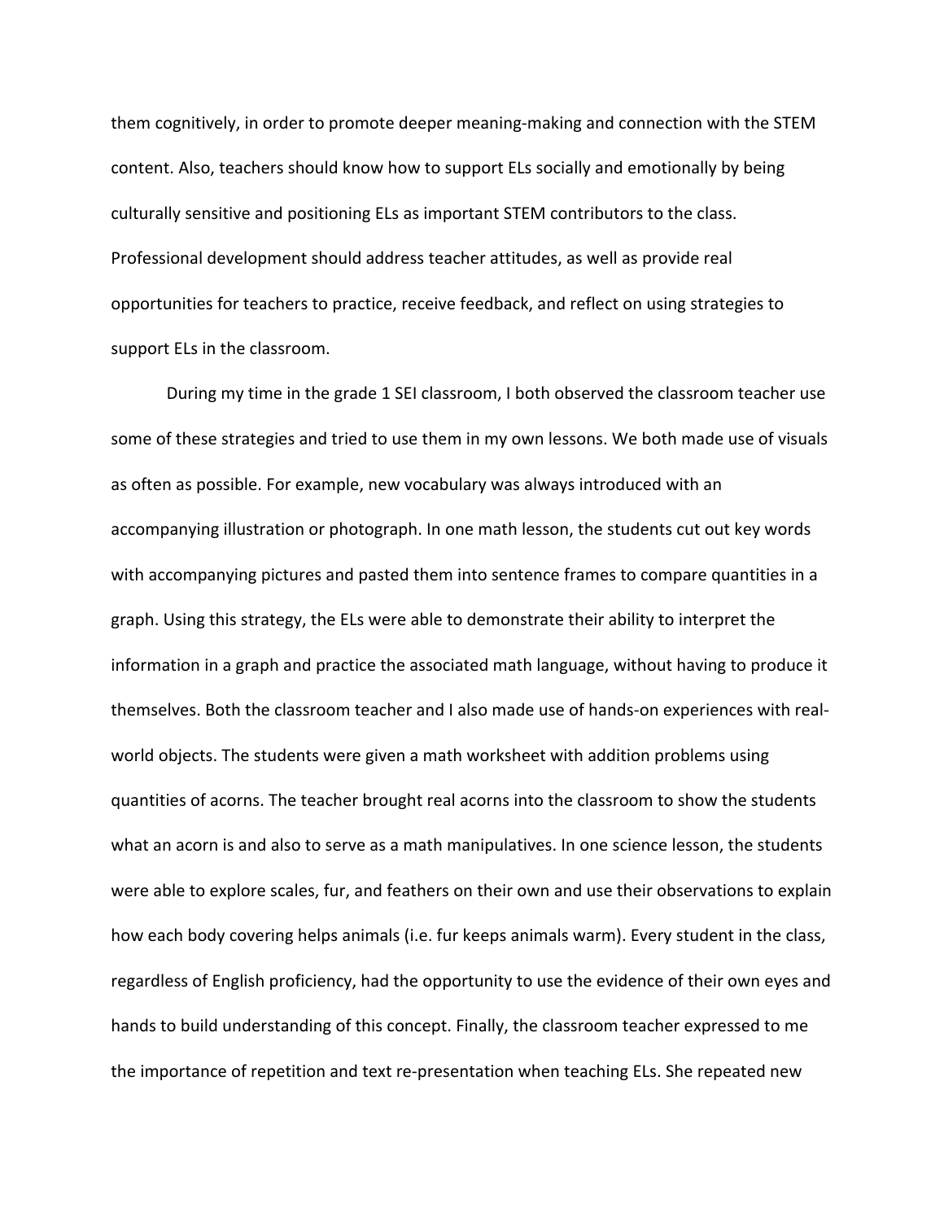them cognitively, in order to promote deeper meaning-making and connection with the STEM content. Also, teachers should know how to support ELs socially and emotionally by being culturally sensitive and positioning ELs as important STEM contributors to the class. Professional development should address teacher attitudes, as well as provide real opportunities for teachers to practice, receive feedback, and reflect on using strategies to support ELs in the classroom.

During my time in the grade 1 SEI classroom, I both observed the classroom teacher use some of these strategies and tried to use them in my own lessons. We both made use of visuals as often as possible. For example, new vocabulary was always introduced with an accompanying illustration or photograph. In one math lesson, the students cut out key words with accompanying pictures and pasted them into sentence frames to compare quantities in a graph. Using this strategy, the ELs were able to demonstrate their ability to interpret the information in a graph and practice the associated math language, without having to produce it themselves. Both the classroom teacher and I also made use of hands-on experiences with real-world objects. The students were given a math worksheet with addition problems using quantities of acorns. The teacher brought real acorns into the classroom to show the students what an acorn is and also to serve as a math manipulatives. In one science lesson, the students were able to explore scales, fur, and feathers on their own and use their observations to explain how each body covering helps animals (i.e. fur keeps animals warm). Every student in the class, regardless of English proficiency, had the opportunity to use the evidence of their own eyes and hands to build understanding of this concept. Finally, the classroom teacher expressed to me the importance of repetition and text re-presentation when teaching ELs. She repeated new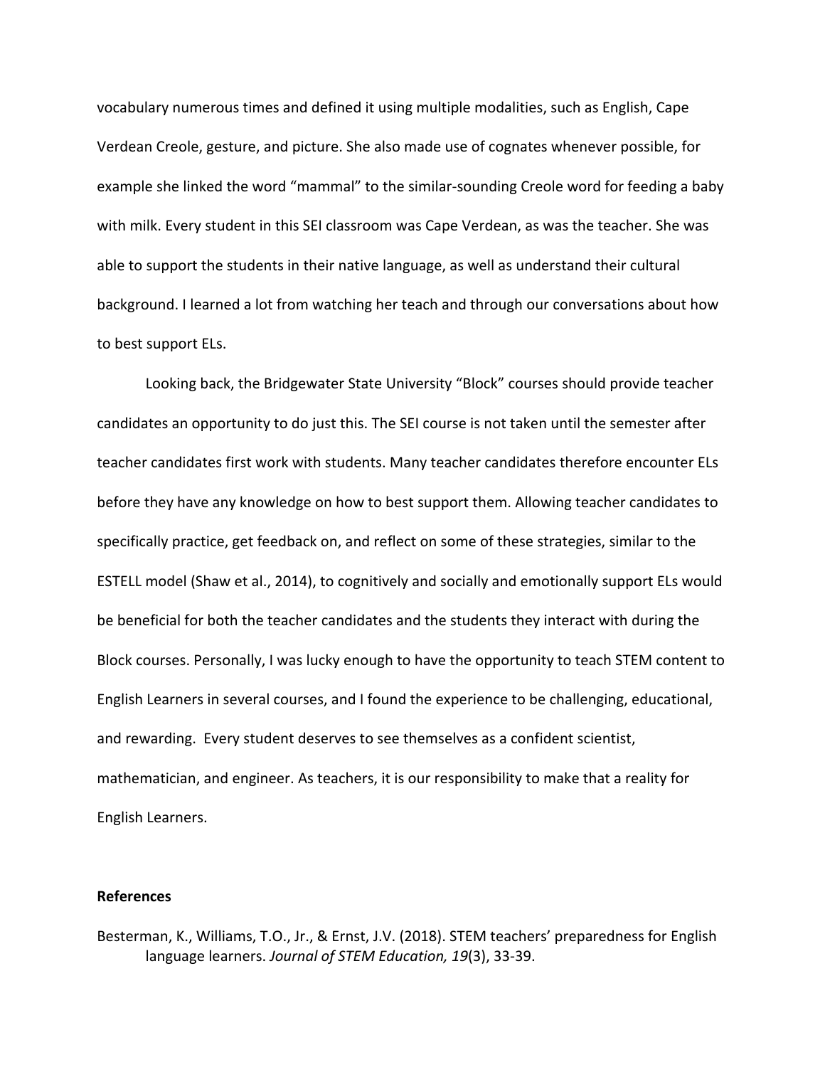vocabulary numerous times and defined it using multiple modalities, such as English, Cape Verdean Creole, gesture, and picture. She also made use of cognates whenever possible, for example she linked the word "mammal" to the similar-sounding Creole word for feeding a baby with milk. Every student in this SEI classroom was Cape Verdean, as was the teacher. She was able to support the students in their native language, as well as understand their cultural background. I learned a lot from watching her teach and through our conversations about how to best support ELs.

Looking back, the Bridgewater State University "Block" courses should provide teacher candidates an opportunity to do just this. The SEI course is not taken until the semester after teacher candidates first work with students. Many teacher candidates therefore encounter ELs before they have any knowledge on how to best support them. Allowing teacher candidates to specifically practice, get feedback on, and reflect on some of these strategies, similar to the ESTELL model (Shaw et al., 2014), to cognitively and socially and emotionally support ELs would be beneficial for both the teacher candidates and the students they interact with during the Block courses. Personally, I was lucky enough to have the opportunity to teach STEM content to English Learners in several courses, and I found the experience to be challenging, educational, and rewarding. Every student deserves to see themselves as a confident scientist, mathematician, and engineer. As teachers, it is our responsibility to make that a reality for English Learners.

**References**

Besterman, K., Williams, T.O., Jr., & Ernst, J.V. (2018). STEM teachers' preparedness for English language learners. *Journal of STEM Education, 19*(3), 33-39.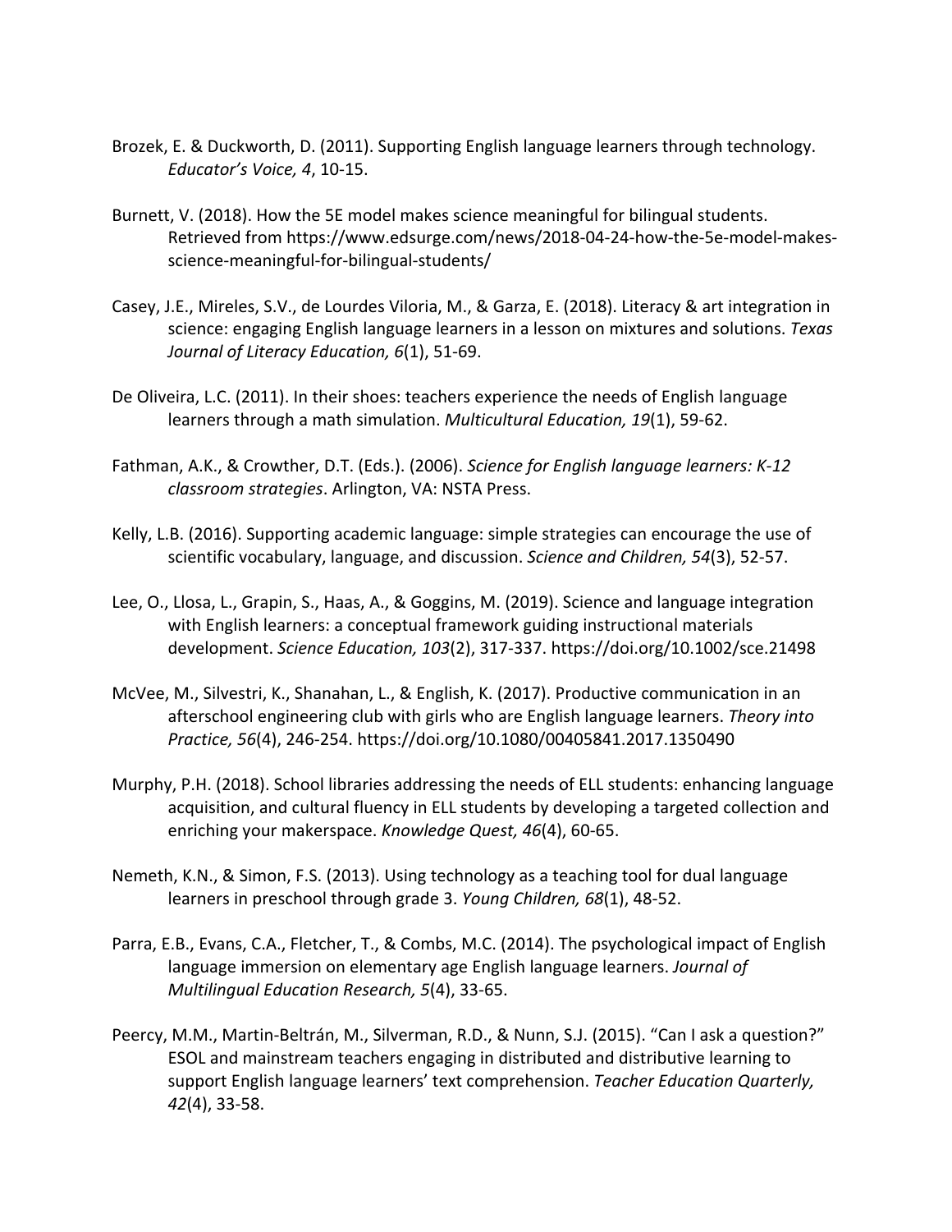Brozek, E. & Duckworth, D. (2011). Supporting English language learners through technology. *Educator's Voice, 4*, 10-15.

Burnett, V. (2018). How the 5E model makes science meaningful for bilingual students. Retrieved from https://www.edsurge.com/news/2018-04-24-how-the-5e-model-makes-science-meaningful-for-bilingual-students/

Casey, J.E., Mireles, S.V., de Lourdes Viloria, M., & Garza, E. (2018). Literacy & art integration in science: engaging English language learners in a lesson on mixtures and solutions. *Texas Journal of Literacy Education, 6*(1), 51-69.

De Oliveira, L.C. (2011). In their shoes: teachers experience the needs of English language learners through a math simulation. *Multicultural Education, 19*(1), 59-62.

Fathman, A.K., & Crowther, D.T. (Eds.). (2006). *Science for English language learners: K-12 classroom strategies*. Arlington, VA: NSTA Press.

Kelly, L.B. (2016). Supporting academic language: simple strategies can encourage the use of scientific vocabulary, language, and discussion. *Science and Children, 54*(3), 52-57.

Lee, O., Llosa, L., Grapin, S., Haas, A., & Goggins, M. (2019). Science and language integration with English learners: a conceptual framework guiding instructional materials development. *Science Education, 103*(2), 317-337. https://doi.org/10.1002/sce.21498

McVee, M., Silvestri, K., Shanahan, L., & English, K. (2017). Productive communication in an afterschool engineering club with girls who are English language learners. *Theory into Practice, 56*(4), 246-254. https://doi.org/10.1080/00405841.2017.1350490

Murphy, P.H. (2018). School libraries addressing the needs of ELL students: enhancing language acquisition, and cultural fluency in ELL students by developing a targeted collection and enriching your makerspace. *Knowledge Quest, 46*(4), 60-65.

Nemeth, K.N., & Simon, F.S. (2013). Using technology as a teaching tool for dual language learners in preschool through grade 3. *Young Children, 68*(1), 48-52.

Parra, E.B., Evans, C.A., Fletcher, T., & Combs, M.C. (2014). The psychological impact of English language immersion on elementary age English language learners. *Journal of Multilingual Education Research, 5*(4), 33-65.

Peercy, M.M., Martin-Beltrán, M., Silverman, R.D., & Nunn, S.J. (2015). "Can I ask a question?" ESOL and mainstream teachers engaging in distributed and distributive learning to support English language learners' text comprehension. *Teacher Education Quarterly, 42*(4), 33-58.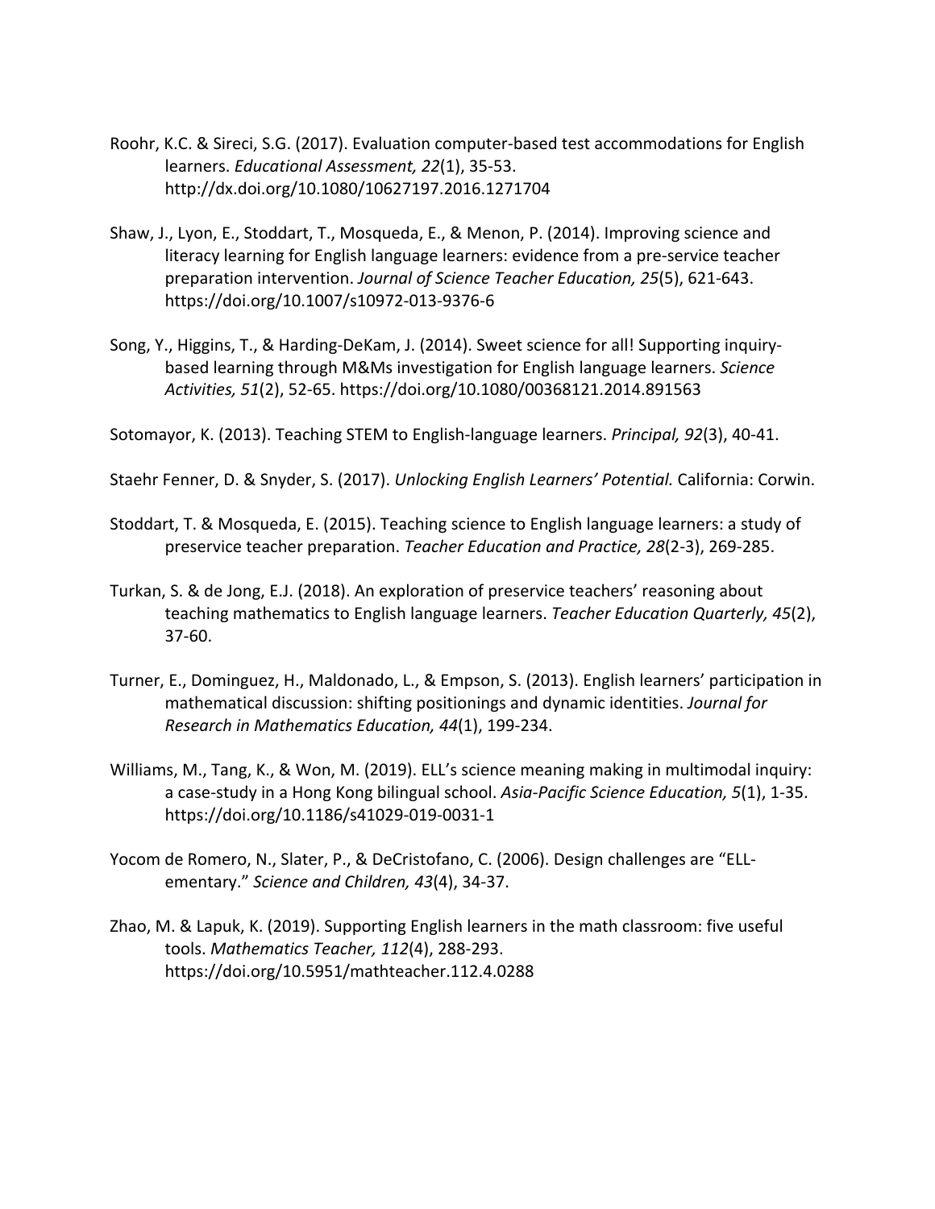Roohr, K.C. & Sireci, S.G. (2017). Evaluation computer-based test accommodations for English learners. *Educational Assessment, 22*(1), 35-53. http://dx.doi.org/10.1080/10627197.2016.1271704

Shaw, J., Lyon, E., Stoddart, T., Mosqueda, E., & Menon, P. (2014). Improving science and literacy learning for English language learners: evidence from a pre-service teacher preparation intervention. *Journal of Science Teacher Education, 25*(5), 621-643. https://doi.org/10.1007/s10972-013-9376-6

Song, Y., Higgins, T., & Harding-DeKam, J. (2014). Sweet science for all! Supporting inquiry-based learning through M&Ms investigation for English language learners. *Science Activities, 51*(2), 52-65. https://doi.org/10.1080/00368121.2014.891563

Sotomayor, K. (2013). Teaching STEM to English-language learners. *Principal, 92*(3), 40-41.

Staehr Fenner, D. & Snyder, S. (2017). *Unlocking English Learners' Potential.* California: Corwin.

Stoddart, T. & Mosqueda, E. (2015). Teaching science to English language learners: a study of preservice teacher preparation. *Teacher Education and Practice, 28*(2-3), 269-285.

Turkan, S. & de Jong, E.J. (2018). An exploration of preservice teachers' reasoning about teaching mathematics to English language learners. *Teacher Education Quarterly, 45*(2), 37-60.

Turner, E., Dominguez, H., Maldonado, L., & Empson, S. (2013). English learners' participation in mathematical discussion: shifting positionings and dynamic identities. *Journal for Research in Mathematics Education, 44*(1), 199-234.

Williams, M., Tang, K., & Won, M. (2019). ELL's science meaning making in multimodal inquiry: a case-study in a Hong Kong bilingual school. *Asia-Pacific Science Education, 5*(1), 1-35. https://doi.org/10.1186/s41029-019-0031-1

Yocom de Romero, N., Slater, P., & DeCristofano, C. (2006). Design challenges are "ELL-ementary." *Science and Children, 43*(4), 34-37.

Zhao, M. & Lapuk, K. (2019). Supporting English learners in the math classroom: five useful tools. *Mathematics Teacher, 112*(4), 288-293. https://doi.org/10.5951/mathteacher.112.4.0288